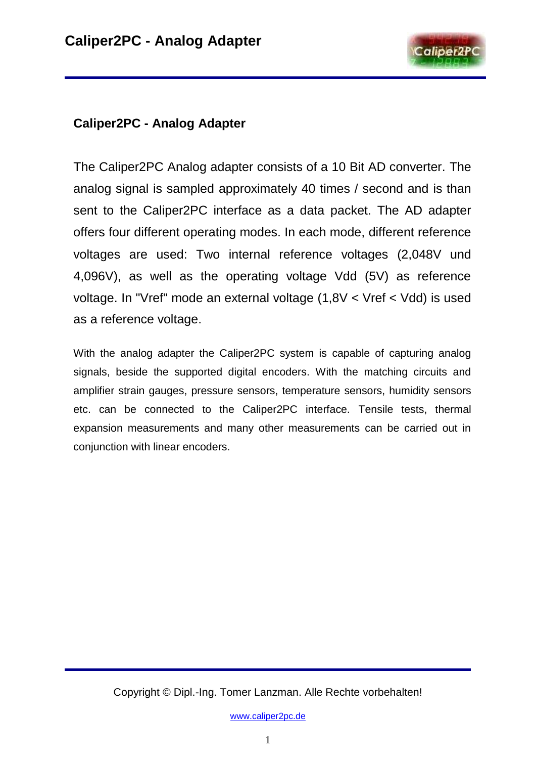## Caliper2PC - Analog Adapter

The Caliper2PC Analog adapter consists of a 10 Bit AD converter. The analog signal is sampled approximately 40 times / second and is than sent to the Caliper2PC interface as a data packet. The AD adapter offers four different operating modes. In each mode, different reference voltages are used: Two internal reference voltages (2,048V und 4,096V), as well as the operating voltage Vdd (5V) as reference voltage. In "Vref" mode an external voltage (1,8V < Vref < Vdd) is used as a reference voltage.

With the analog adapter the Caliper2PC system is capable of capturing analog signals, beside the supported digital encoders. With the matching circuits and amplifier strain gauges, pressure sensors, temperature sensors, humidity sensors etc. can be connected to the Caliper2PC interface. Tensile tests, thermal expansion measurements and many other measurements can be carried out in conjunction with linear encoders.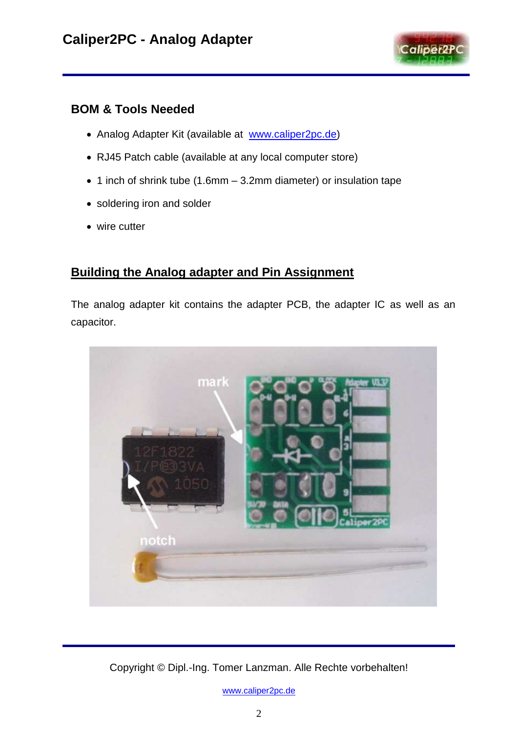## BOM & Tools Needed

- Analog Adapter Kit (available at [www.caliper2pc.de](http://www.caliper2pc.de))
- RJ45 Patch cable (available at any local computer store)
- 1 inch of shrink tube (1.6mm – 3.2mm diameter) or insulation tape
- soldering iron and solder
- wire cutter

## Building the Analog adapter and Pin Assignment

The analog adapter kit contains the adapter PCB, the adapter IC as well as an capacitor.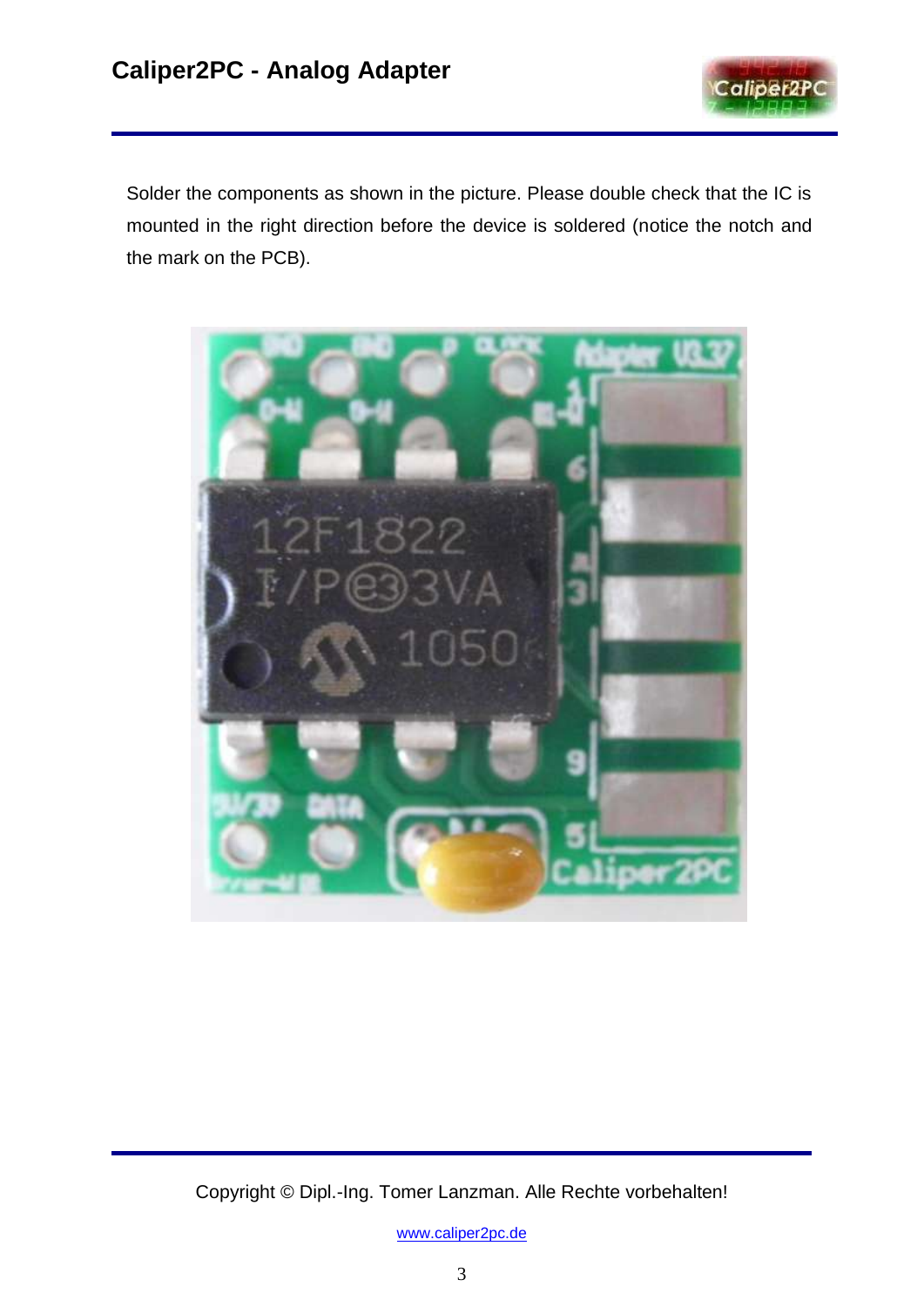Solder the components as shown in the picture. Please double check that the IC is mounted in the right direction before the device is soldered (notice the notch and the mark on the PCB).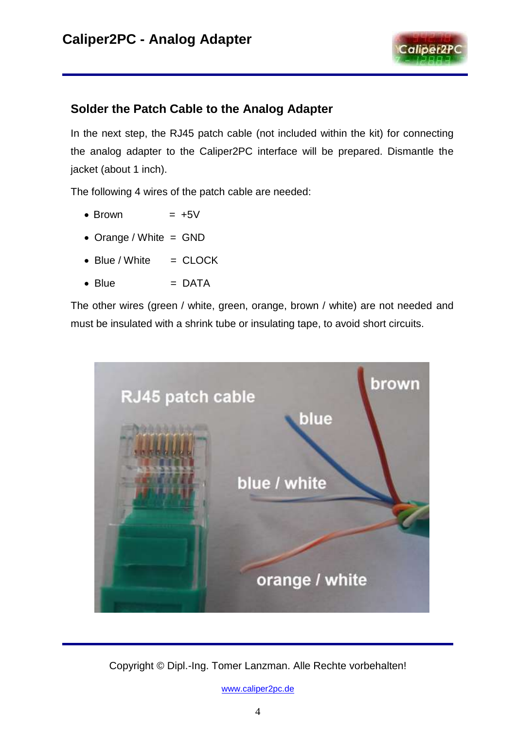## Solder the Patch Cable to the Analog Adapter

In the next step, the RJ45 patch cable (not included within the kit) for connecting the analog adapter to the Caliper2PC interface will be prepared. Dismantle the jacket (about 1 inch).

The following 4 wires of the patch cable are needed:

- Brown = +5V
- Orange / White = GND
- Blue / White = CLOCK
- Blue = DATA

The other wires (green / white, green, orange, brown / white) are not needed and must be insulated with a shrink tube or insulating tape, to avoid short circuits.

Copyright © Dipl.-Ing. Tomer Lanzman. Alle Rechte vorbehalten!

www.caliper2pc.de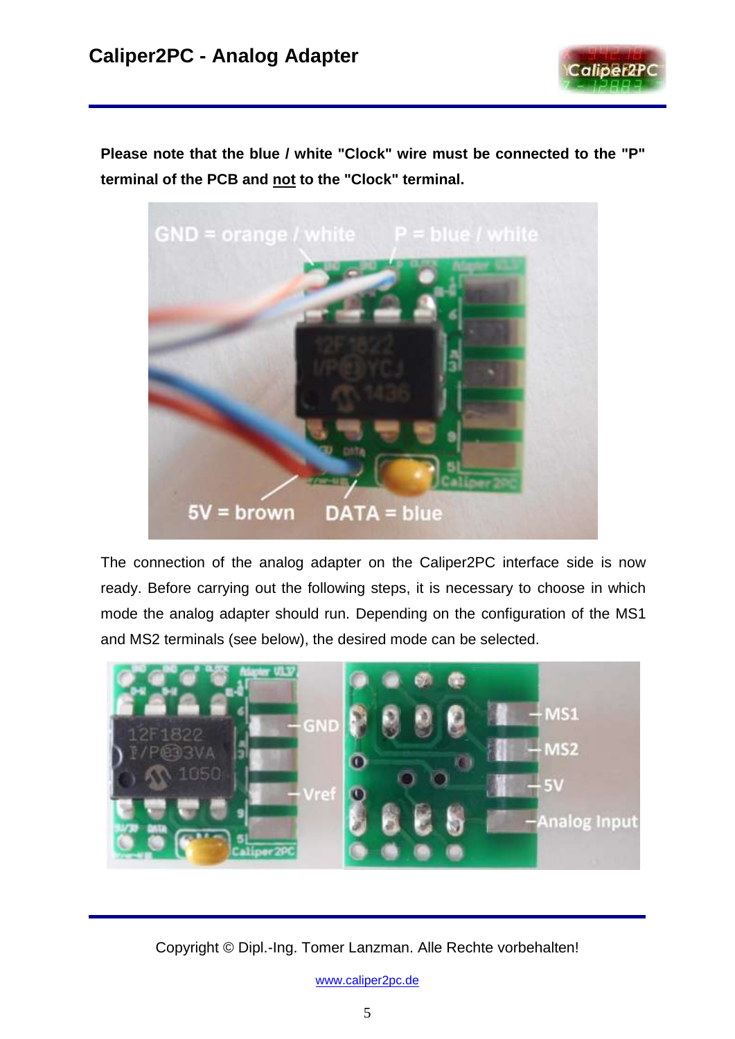**Please note that the blue / white "Clock" wire must be connected to the "P" terminal of the PCB and not to the "Clock" terminal.**

The connection of the analog adapter on the Caliper2PC interface side is now ready. Before carrying out the following steps, it is necessary to choose in which mode the analog adapter should run. Depending on the configuration of the MS1 and MS2 terminals (see below), the desired mode can be selected.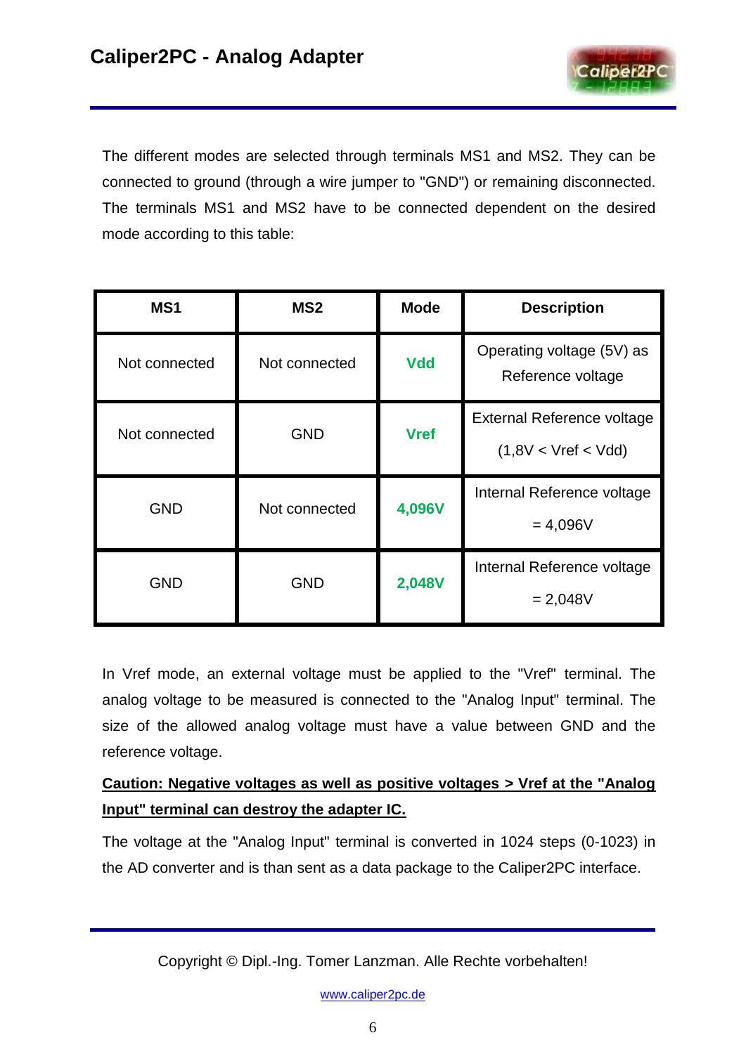The different modes are selected through terminals MS1 and MS2. They can be connected to ground (through a wire jumper to "GND") or remaining disconnected. The terminals MS1 and MS2 have to be connected dependent on the desired mode according to this table:

| MS1 | MS2 | Mode | Description |
|---|---|---|---|
| Not connected | Not connected | **Vdd** | Operating voltage (5V) as Reference voltage |
| Not connected | GND | **Vref** | External Reference voltage (1,8V < Vref < Vdd) |
| GND | Not connected | **4,096V** | Internal Reference voltage = 4,096V |
| GND | GND | **2,048V** | Internal Reference voltage = 2,048V |

In Vref mode, an external voltage must be applied to the "Vref" terminal. The analog voltage to be measured is connected to the "Analog Input" terminal. The size of the allowed analog voltage must have a value between GND and the reference voltage.

**Caution: Negative voltages as well as positive voltages > Vref at the "Analog Input" terminal can destroy the adapter IC.**

The voltage at the "Analog Input" terminal is converted in 1024 steps (0-1023) in the AD converter and is than sent as a data package to the Caliper2PC interface.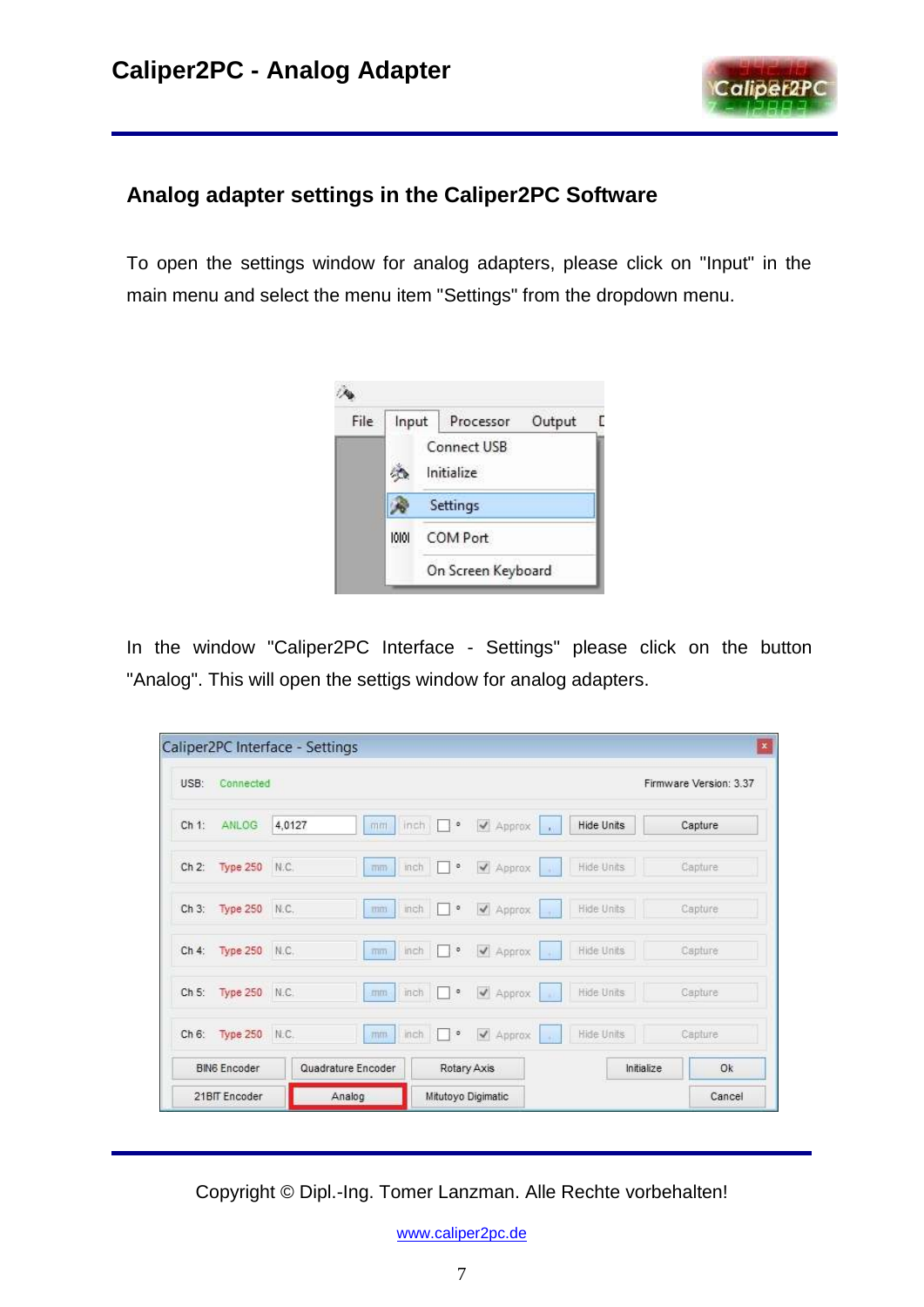## Analog adapter settings in the Caliper2PC Software

To open the settings window for analog adapters, please click on "Input" in the main menu and select the menu item "Settings" from the dropdown menu.

In the window "Caliper2PC Interface - Settings" please click on the button "Analog". This will open the settigs window for analog adapters.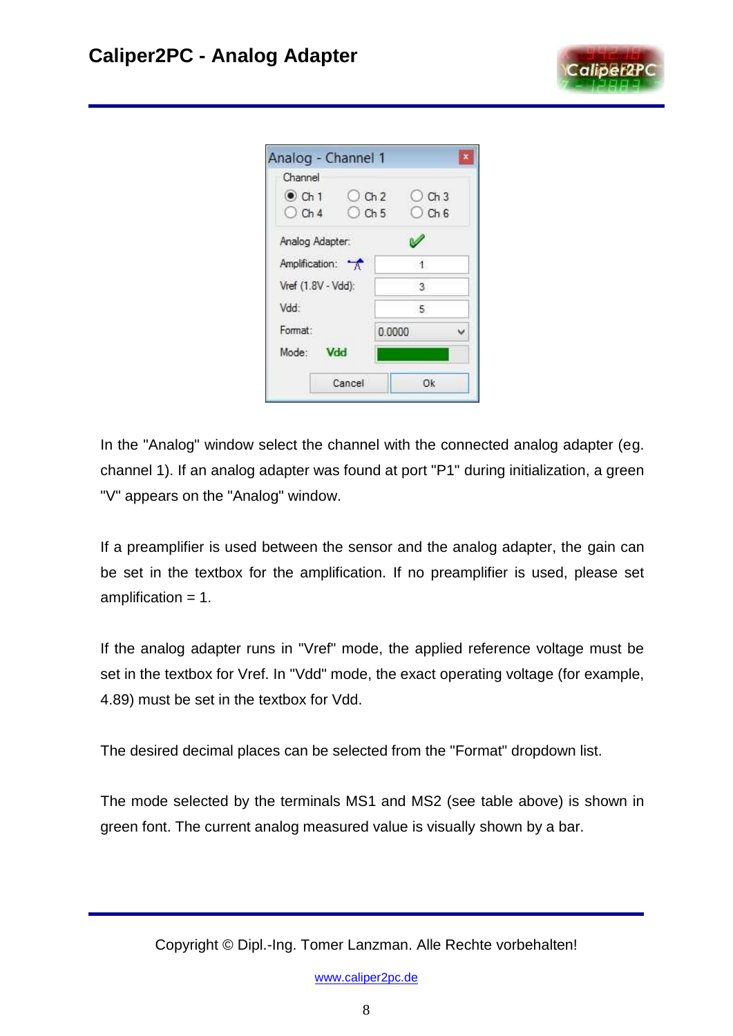In the "Analog" window select the channel with the connected analog adapter (eg. channel 1). If an analog adapter was found at port "P1" during initialization, a green "V" appears on the "Analog" window.

If a preamplifier is used between the sensor and the analog adapter, the gain can be set in the textbox for the amplification. If no preamplifier is used, please set amplification = 1.

If the analog adapter runs in "Vref" mode, the applied reference voltage must be set in the textbox for Vref. In "Vdd" mode, the exact operating voltage (for example, 4.89) must be set in the textbox for Vdd.

The desired decimal places can be selected from the "Format" dropdown list.

The mode selected by the terminals MS1 and MS2 (see table above) is shown in green font. The current analog measured value is visually shown by a bar.

Copyright © Dipl.-Ing. Tomer Lanzman. Alle Rechte vorbehalten!

www.caliper2pc.de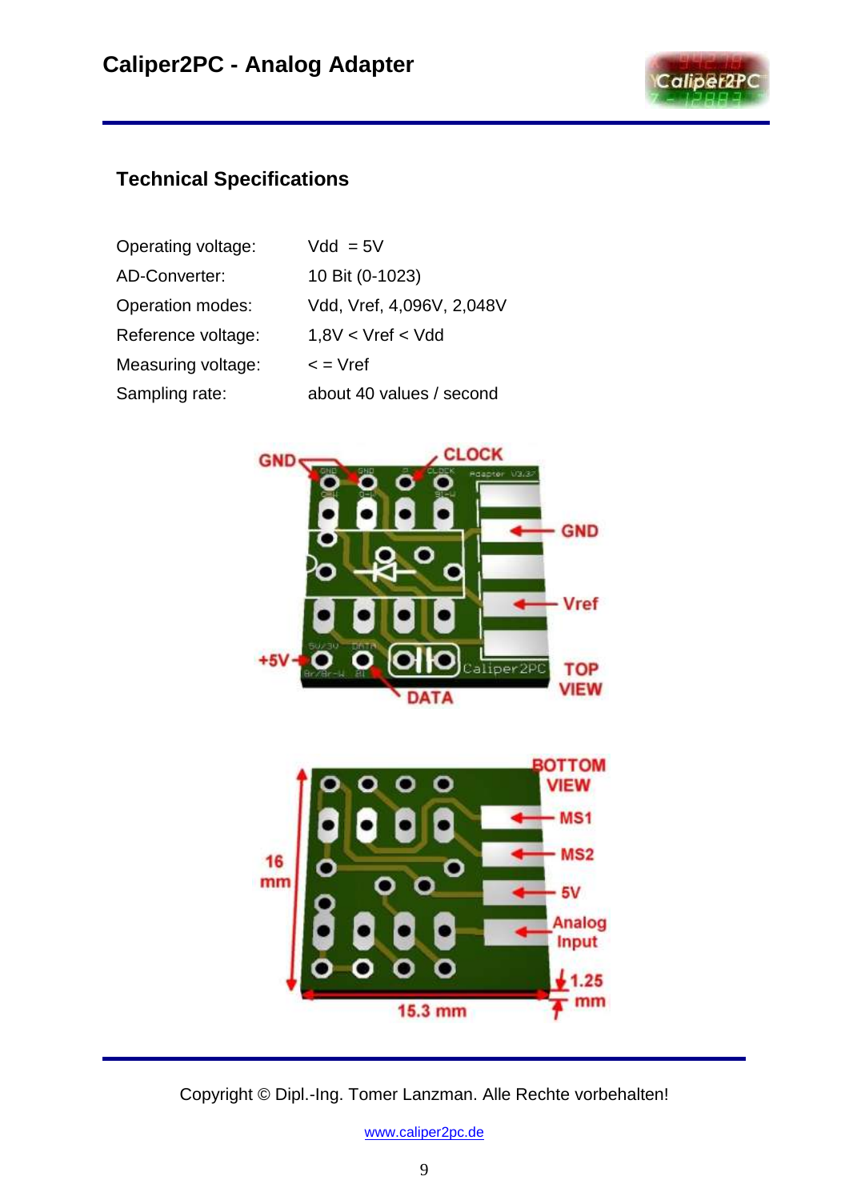## Technical Specifications

| | |
|---|---|
| Operating voltage: | Vdd = 5V |
| AD-Converter: | 10 Bit (0-1023) |
| Operation modes: | Vdd, Vref, 4,096V, 2,048V |
| Reference voltage: | 1,8V < Vref < Vdd |
| Measuring voltage: | < = Vref |
| Sampling rate: | about 40 values / second |

Copyright © Dipl.-Ing. Tomer Lanzman. Alle Rechte vorbehalten!

www.caliper2pc.de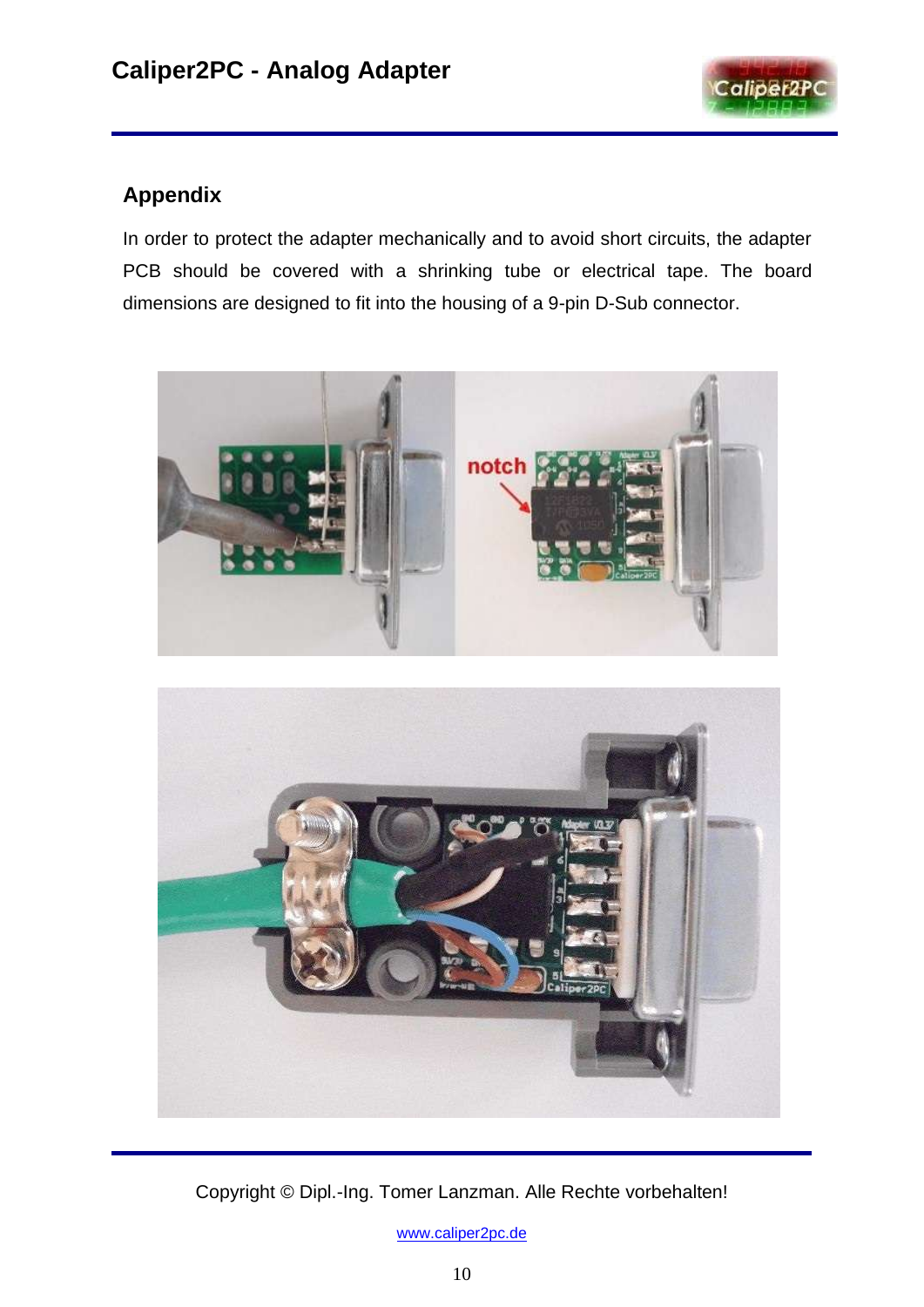## Appendix

In order to protect the adapter mechanically and to avoid short circuits, the adapter PCB should be covered with a shrinking tube or electrical tape. The board dimensions are designed to fit into the housing of a 9-pin D-Sub connector.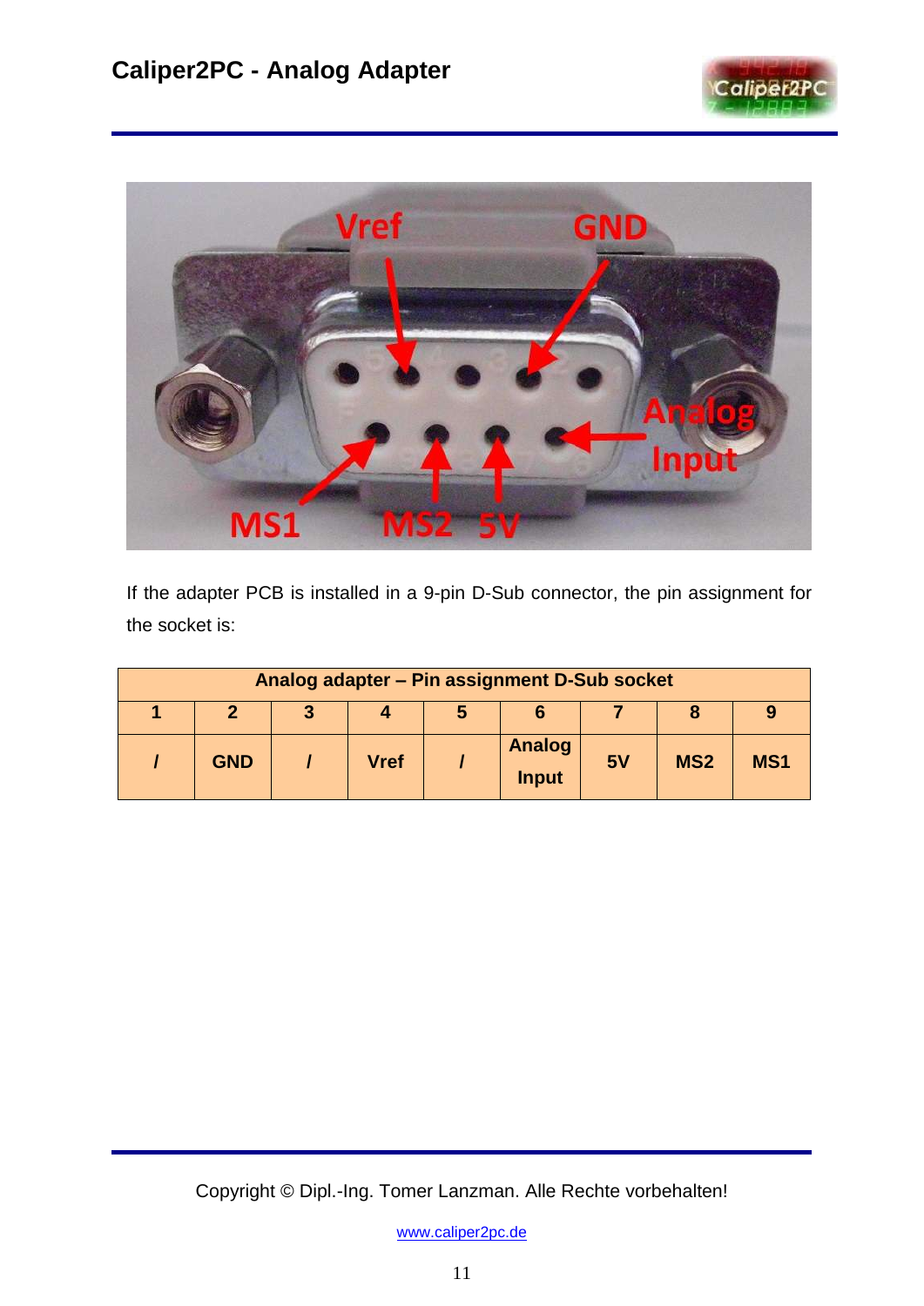If the adapter PCB is installed in a 9-pin D-Sub connector, the pin assignment for the socket is:

| Analog adapter – Pin assignment D-Sub socket | | | | | | | | |
|---|---|---|---|---|---|---|---|---|
| 1 | 2 | 3 | 4 | 5 | 6 | 7 | 8 | 9 |
| / | GND | / | Vref | / | Analog Input | 5V | MS2 | MS1 |